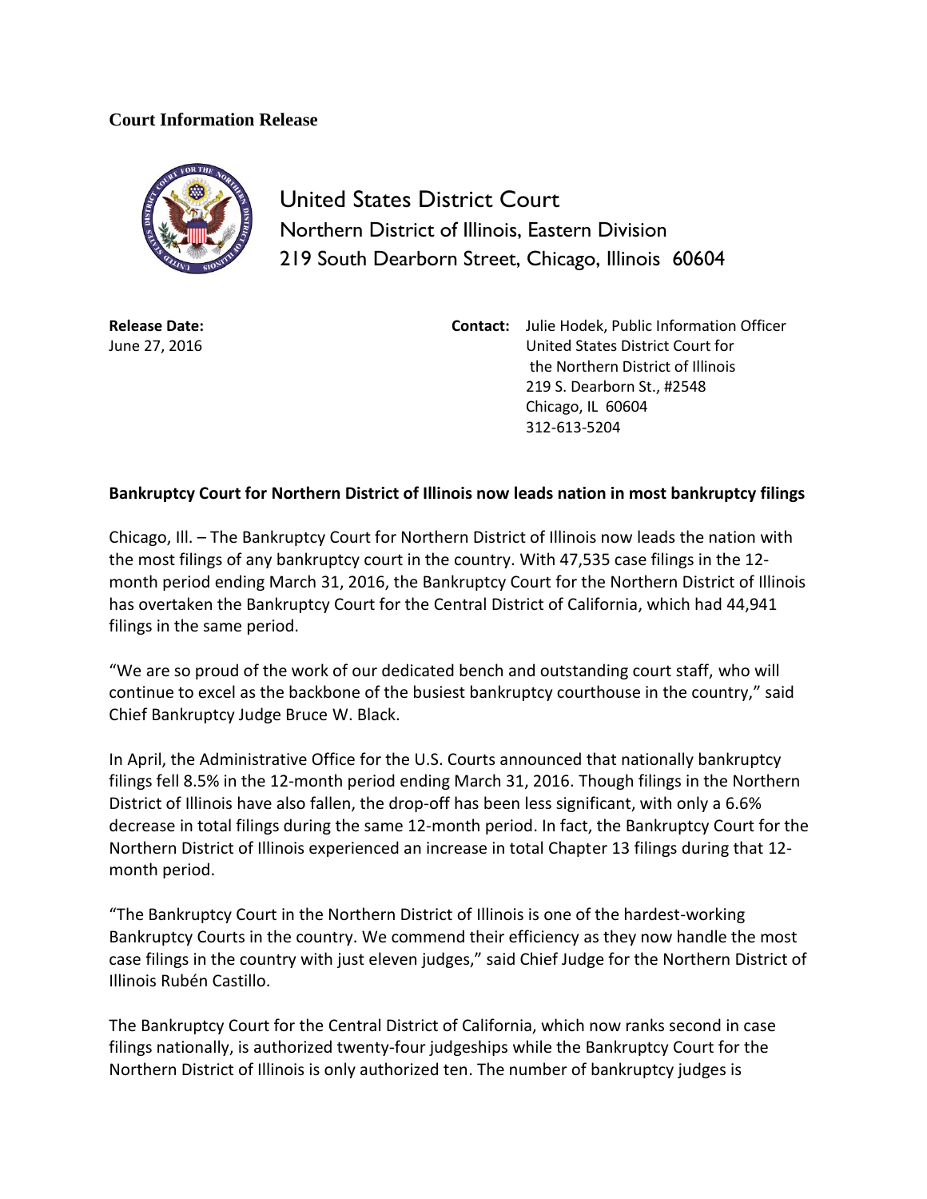**Court Information Release**

United States District Court
Northern District of Illinois, Eastern Division
219 South Dearborn Street, Chicago, Illinois 60604

**Release Date:**
June 27, 2016

**Contact:** Julie Hodek, Public Information Officer
United States District Court for
the Northern District of Illinois
219 S. Dearborn St., #2548
Chicago, IL 60604
312-613-5204

**Bankruptcy Court for Northern District of Illinois now leads nation in most bankruptcy filings**

Chicago, Ill. – The Bankruptcy Court for Northern District of Illinois now leads the nation with the most filings of any bankruptcy court in the country. With 47,535 case filings in the 12-month period ending March 31, 2016, the Bankruptcy Court for the Northern District of Illinois has overtaken the Bankruptcy Court for the Central District of California, which had 44,941 filings in the same period.

"We are so proud of the work of our dedicated bench and outstanding court staff, who will continue to excel as the backbone of the busiest bankruptcy courthouse in the country," said Chief Bankruptcy Judge Bruce W. Black.

In April, the Administrative Office for the U.S. Courts announced that nationally bankruptcy filings fell 8.5% in the 12-month period ending March 31, 2016. Though filings in the Northern District of Illinois have also fallen, the drop-off has been less significant, with only a 6.6% decrease in total filings during the same 12-month period. In fact, the Bankruptcy Court for the Northern District of Illinois experienced an increase in total Chapter 13 filings during that 12-month period.

"The Bankruptcy Court in the Northern District of Illinois is one of the hardest-working Bankruptcy Courts in the country. We commend their efficiency as they now handle the most case filings in the country with just eleven judges," said Chief Judge for the Northern District of Illinois Rubén Castillo.

The Bankruptcy Court for the Central District of California, which now ranks second in case filings nationally, is authorized twenty-four judgeships while the Bankruptcy Court for the Northern District of Illinois is only authorized ten. The number of bankruptcy judges is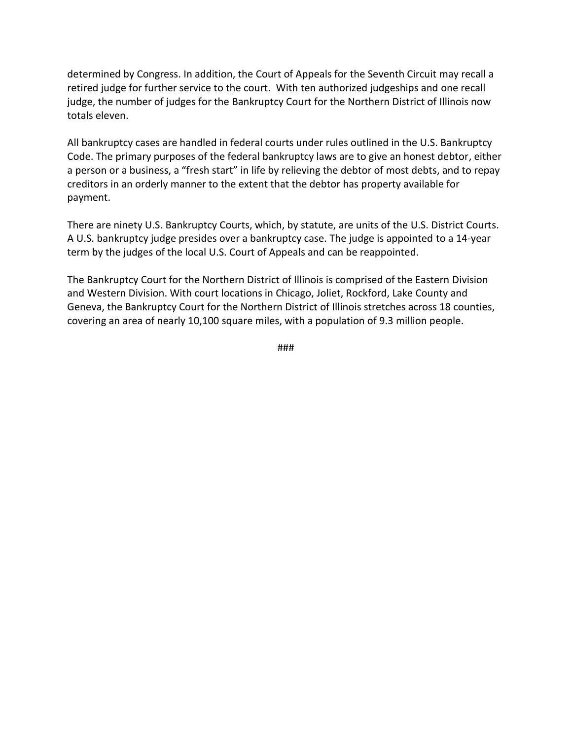determined by Congress. In addition, the Court of Appeals for the Seventh Circuit may recall a retired judge for further service to the court. With ten authorized judgeships and one recall judge, the number of judges for the Bankruptcy Court for the Northern District of Illinois now totals eleven.

All bankruptcy cases are handled in federal courts under rules outlined in the U.S. Bankruptcy Code. The primary purposes of the federal bankruptcy laws are to give an honest debtor, either a person or a business, a "fresh start" in life by relieving the debtor of most debts, and to repay creditors in an orderly manner to the extent that the debtor has property available for payment.

There are ninety U.S. Bankruptcy Courts, which, by statute, are units of the U.S. District Courts. A U.S. bankruptcy judge presides over a bankruptcy case. The judge is appointed to a 14-year term by the judges of the local U.S. Court of Appeals and can be reappointed.

The Bankruptcy Court for the Northern District of Illinois is comprised of the Eastern Division and Western Division. With court locations in Chicago, Joliet, Rockford, Lake County and Geneva, the Bankruptcy Court for the Northern District of Illinois stretches across 18 counties, covering an area of nearly 10,100 square miles, with a population of 9.3 million people.

###